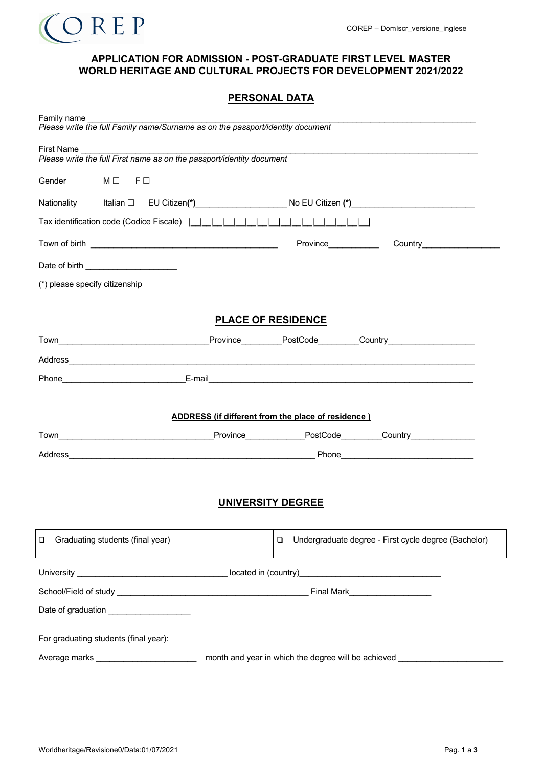COREP

COREP – DomIscr_versione_inglese

## APPLICATION FOR ADMISSION - POST-GRADUATE FIRST LEVEL MASTER WORLD HERITAGE AND CULTURAL PROJECTS FOR DEVELOPMENT 2021/2022

## PERSONAL DATA

Family name ______________________________________________________________________________
*Please write the full Family name/Surname as on the passport/identity document*

First Name ______________________________________________________________________________
*Please write the full First name as on the passport/identity document*

Gender M ☐ F ☐

Nationality Italian ☐ EU Citizen**(*)**____________________ No EU Citizen **(*)**__________________________

Tax identification code (Codice Fiscale) |__|__|__|__|__|__|__|__|__|__|__|__|__|__|__|__|

Town of birth ________________________________________ Province___________ Country_________________

Date of birth ____________________

(*) please specify citizenship

## PLACE OF RESIDENCE

Town________________________________Province_________PostCode_________Country___________________

Address_________________________________________________________________________________

Phone__________________________E-mail___________________________________________________________

## ADDRESS (if different from the place of residence )

Town_________________________________Province_____________PostCode_________Country______________

Address_____________________________________________________ Phone_____________________________

## UNIVERSITY DEGREE

| ❑ Graduating students (final year) | ❑ Undergraduate degree - First cycle degree (Bachelor) |
|---|---|

University ________________________________ located in (country)______________________________

School/Field of study ________________________________________ Final Mark__________________

Date of graduation __________________

For graduating students (final year):

Average marks ______________________ month and year in which the degree will be achieved ______________________

Worldheritage/Revisione0/Data:01/07/2021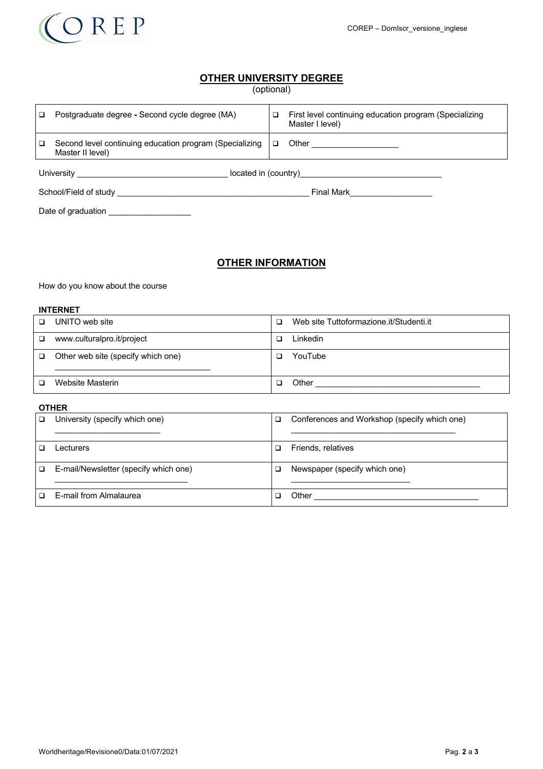## OTHER UNIVERSITY DEGREE

(optional)

| | |
|---|---|
| ❑ Postgraduate degree - Second cycle degree (MA) | ❑ First level continuing education program (Specializing Master I level) |
| ❑ Second level continuing education program (Specializing Master II level) | ❑ Other ___________________ |

University _________________________________ located in (country)_______________________________

School/Field of study __________________________________________ Final Mark__________________

Date of graduation __________________

## OTHER INFORMATION

How do you know about the course

**INTERNET**

| | |
|---|---|
| ❑ UNITO web site | ❑ Web site Tuttoformazione.it/Studenti.it |
| ❑ www.culturalpro.it/project | ❑ Linkedin |
| ❑ Other web site (specify which one) ___________________________________ | ❑ YouTube |
| ❑ Website Masterin | ❑ Other ____________________________________ |

**OTHER**

| | |
|---|---|
| ❑ University (specify which one) _______________________ | ❑ Conferences and Workshop (specify which one) ____________________________________ |
| ❑ Lecturers | ❑ Friends, relatives |
| ❑ E-mail/Newsletter (specify which one) _____________________________ | ❑ Newspaper (specify which one) __________________________ |
| ❑ E-mail from Almalaurea | ❑ Other ____________________________________ |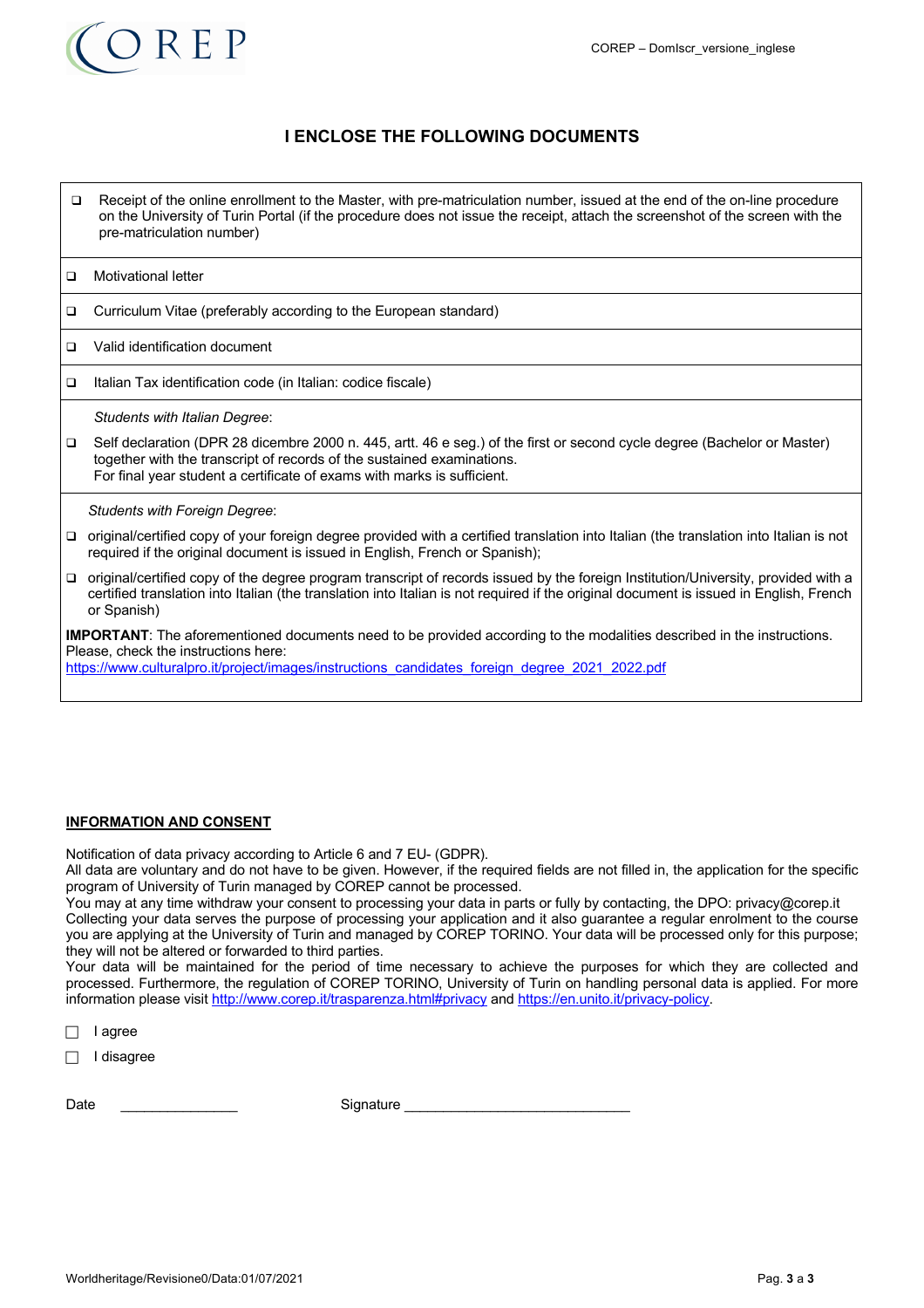# I ENCLOSE THE FOLLOWING DOCUMENTS

- ❑ Receipt of the online enrollment to the Master, with pre-matriculation number, issued at the end of the on-line procedure on the University of Turin Portal (if the procedure does not issue the receipt, attach the screenshot of the screen with the pre-matriculation number)
- ❑ Motivational letter
- ❑ Curriculum Vitae (preferably according to the European standard)
- ❑ Valid identification document
- ❑ Italian Tax identification code (in Italian: codice fiscale)

*Students with Italian Degree*:

- ❑ Self declaration (DPR 28 dicembre 2000 n. 445, artt. 46 e seg.) of the first or second cycle degree (Bachelor or Master) together with the transcript of records of the sustained examinations.
For final year student a certificate of exams with marks is sufficient.

*Students with Foreign Degree*:

- ❑ original/certified copy of your foreign degree provided with a certified translation into Italian (the translation into Italian is not required if the original document is issued in English, French or Spanish);
- ❑ original/certified copy of the degree program transcript of records issued by the foreign Institution/University, provided with a certified translation into Italian (the translation into Italian is not required if the original document is issued in English, French or Spanish)

**IMPORTANT**: The aforementioned documents need to be provided according to the modalities described in the instructions. Please, check the instructions here:
https://www.culturalpro.it/project/images/instructions_candidates_foreign_degree_2021_2022.pdf

## INFORMATION AND CONSENT

Notification of data privacy according to Article 6 and 7 EU- (GDPR).
All data are voluntary and do not have to be given. However, if the required fields are not filled in, the application for the specific program of University of Turin managed by COREP cannot be processed.
You may at any time withdraw your consent to processing your data in parts or fully by contacting, the DPO: privacy@corep.it
Collecting your data serves the purpose of processing your application and it also guarantee a regular enrolment to the course you are applying at the University of Turin and managed by COREP TORINO. Your data will be processed only for this purpose; they will not be altered or forwarded to third parties.
Your data will be maintained for the period of time necessary to achieve the purposes for which they are collected and processed. Furthermore, the regulation of COREP TORINO, University of Turin on handling personal data is applied. For more information please visit http://www.corep.it/trasparenza.html#privacy and https://en.unito.it/privacy-policy.

☐ I agree

☐ I disagree

Date _______________ Signature _____________________________